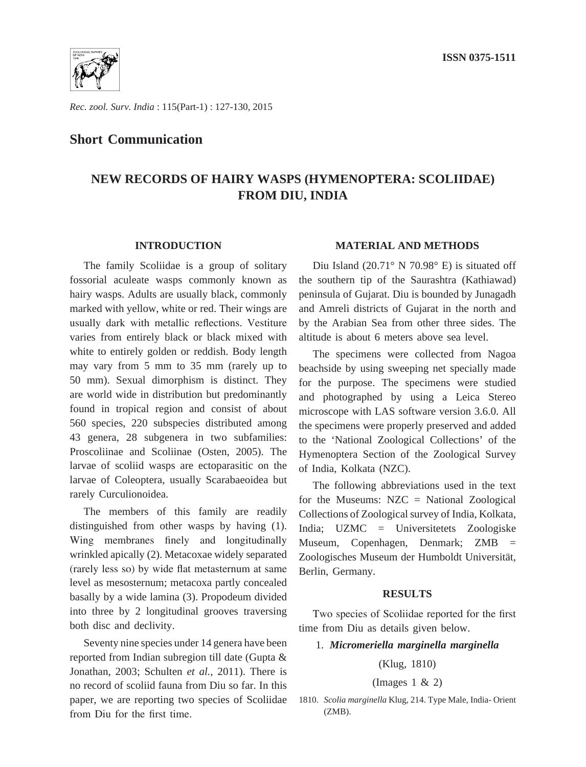ISSN 0375-1511

*Rec. zool. Surv. India* : 115(Part-1) : 127-130, 2015

## Short Communication

# NEW RECORDS OF HAIRY WASPS (HYMENOPTERA: SCOLIIDAE) FROM DIU, INDIA

## INTRODUCTION

The family Scoliidae is a group of solitary fossorial aculeate wasps commonly known as hairy wasps. Adults are usually black, commonly marked with yellow, white or red. Their wings are usually dark with metallic reflections. Vestiture varies from entirely black or black mixed with white to entirely golden or reddish. Body length may vary from 5 mm to 35 mm (rarely up to 50 mm). Sexual dimorphism is distinct. They are world wide in distribution but predominantly found in tropical region and consist of about 560 species, 220 subspecies distributed among 43 genera, 28 subgenera in two subfamilies: Proscoliinae and Scoliinae (Osten, 2005). The larvae of scoliid wasps are ectoparasitic on the larvae of Coleoptera, usually Scarabaeoidea but rarely Curculionoidea.

The members of this family are readily distinguished from other wasps by having (1). Wing membranes finely and longitudinally wrinkled apically (2). Metacoxae widely separated (rarely less so) by wide flat metasternum at same level as mesosternum; metacoxa partly concealed basally by a wide lamina (3). Propodeum divided into three by 2 longitudinal grooves traversing both disc and declivity.

Seventy nine species under 14 genera have been reported from Indian subregion till date (Gupta & Jonathan, 2003; Schulten *et al.,* 2011). There is no record of scoliid fauna from Diu so far. In this paper, we are reporting two species of Scoliidae from Diu for the first time.

## MATERIAL AND METHODS

Diu Island (20.71° N 70.98° E) is situated off the southern tip of the Saurashtra (Kathiawad) peninsula of Gujarat. Diu is bounded by Junagadh and Amreli districts of Gujarat in the north and by the Arabian Sea from other three sides. The altitude is about 6 meters above sea level.

The specimens were collected from Nagoa beachside by using sweeping net specially made for the purpose. The specimens were studied and photographed by using a Leica Stereo microscope with LAS software version 3.6.0. All the specimens were properly preserved and added to the 'National Zoological Collections' of the Hymenoptera Section of the Zoological Survey of India, Kolkata (NZC).

The following abbreviations used in the text for the Museums: NZC = National Zoological Collections of Zoological survey of India, Kolkata, India; UZMC = Universitetets Zoologiske Museum, Copenhagen, Denmark; ZMB = Zoologisches Museum der Humboldt Universität, Berlin, Germany.

## RESULTS

Two species of Scoliidae reported for the first time from Diu as details given below.

1. ***Micromeriella marginella marginella***

(Klug, 1810)

(Images 1 & 2)

1810. *Scolia marginella* Klug, 214. Type Male, India- Orient (ZMB).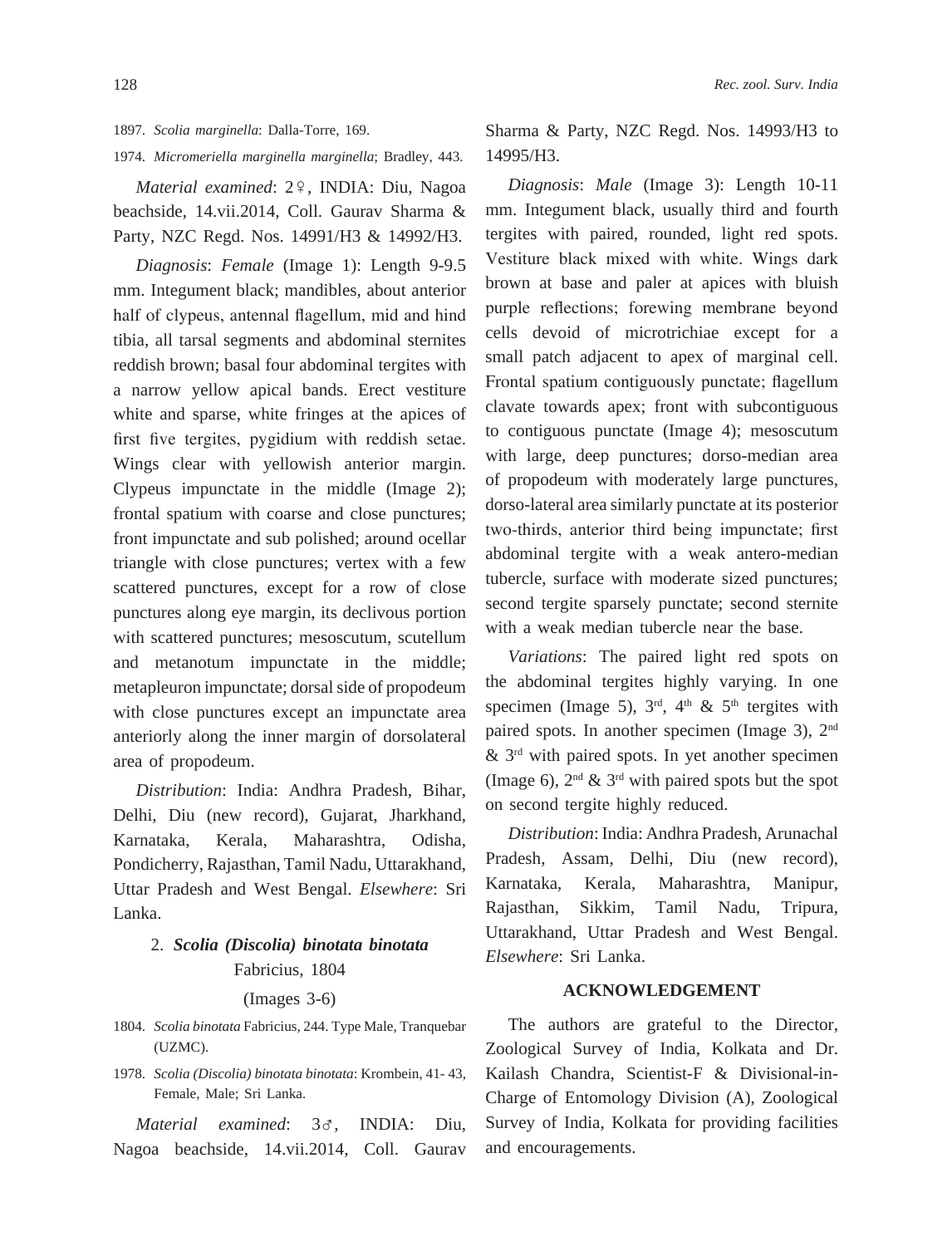1897. *Scolia marginella*: Dalla-Torre, 169.

1974. *Micromeriella marginella marginella*; Bradley, 443.

*Material examined*: 2♀, INDIA: Diu, Nagoa beachside, 14.vii.2014, Coll. Gaurav Sharma & Party, NZC Regd. Nos. 14991/H3 & 14992/H3.

*Diagnosis*: *Female* (Image 1): Length 9-9.5 mm. Integument black; mandibles, about anterior half of clypeus, antennal flagellum, mid and hind tibia, all tarsal segments and abdominal sternites reddish brown; basal four abdominal tergites with a narrow yellow apical bands. Erect vestiture white and sparse, white fringes at the apices of first five tergites, pygidium with reddish setae. Wings clear with yellowish anterior margin. Clypeus impunctate in the middle (Image 2); frontal spatium with coarse and close punctures; front impunctate and sub polished; around ocellar triangle with close punctures; vertex with a few scattered punctures, except for a row of close punctures along eye margin, its declivous portion with scattered punctures; mesoscutum, scutellum and metanotum impunctate in the middle; metapleuron impunctate; dorsal side of propodeum with close punctures except an impunctate area anteriorly along the inner margin of dorsolateral area of propodeum.

*Distribution*: India: Andhra Pradesh, Bihar, Delhi, Diu (new record), Gujarat, Jharkhand, Karnataka, Kerala, Maharashtra, Odisha, Pondicherry, Rajasthan, Tamil Nadu, Uttarakhand, Uttar Pradesh and West Bengal. *Elsewhere*: Sri Lanka.

### 2. *Scolia (Discolia) binotata binotata* Fabricius, 1804

(Images 3-6)

1804. *Scolia binotata* Fabricius, 244. Type Male, Tranquebar (UZMC).

1978. *Scolia (Discolia) binotata binotata*: Krombein, 41- 43, Female, Male; Sri Lanka.

*Material examined*: 3♂, INDIA: Diu, Nagoa beachside, 14.vii.2014, Coll. Gaurav Sharma & Party, NZC Regd. Nos. 14993/H3 to 14995/H3.

*Diagnosis*: *Male* (Image 3): Length 10-11 mm. Integument black, usually third and fourth tergites with paired, rounded, light red spots. Vestiture black mixed with white. Wings dark brown at base and paler at apices with bluish purple reflections; forewing membrane beyond cells devoid of microtrichiae except for a small patch adjacent to apex of marginal cell. Frontal spatium contiguously punctate; flagellum clavate towards apex; front with subcontiguous to contiguous punctate (Image 4); mesoscutum with large, deep punctures; dorso-median area of propodeum with moderately large punctures, dorso-lateral area similarly punctate at its posterior two-thirds, anterior third being impunctate; first abdominal tergite with a weak antero-median tubercle, surface with moderate sized punctures; second tergite sparsely punctate; second sternite with a weak median tubercle near the base.

*Variations*: The paired light red spots on the abdominal tergites highly varying. In one specimen (Image 5), 3rd, 4th & 5th tergites with paired spots. In another specimen (Image 3), 2nd & 3rd with paired spots. In yet another specimen (Image 6), 2nd & 3rd with paired spots but the spot on second tergite highly reduced.

*Distribution*: India: Andhra Pradesh, Arunachal Pradesh, Assam, Delhi, Diu (new record), Karnataka, Kerala, Maharashtra, Manipur, Rajasthan, Sikkim, Tamil Nadu, Tripura, Uttarakhand, Uttar Pradesh and West Bengal. *Elsewhere*: Sri Lanka.

## ACKNOWLEDGEMENT

The authors are grateful to the Director, Zoological Survey of India, Kolkata and Dr. Kailash Chandra, Scientist-F & Divisional-in-Charge of Entomology Division (A), Zoological Survey of India, Kolkata for providing facilities and encouragements.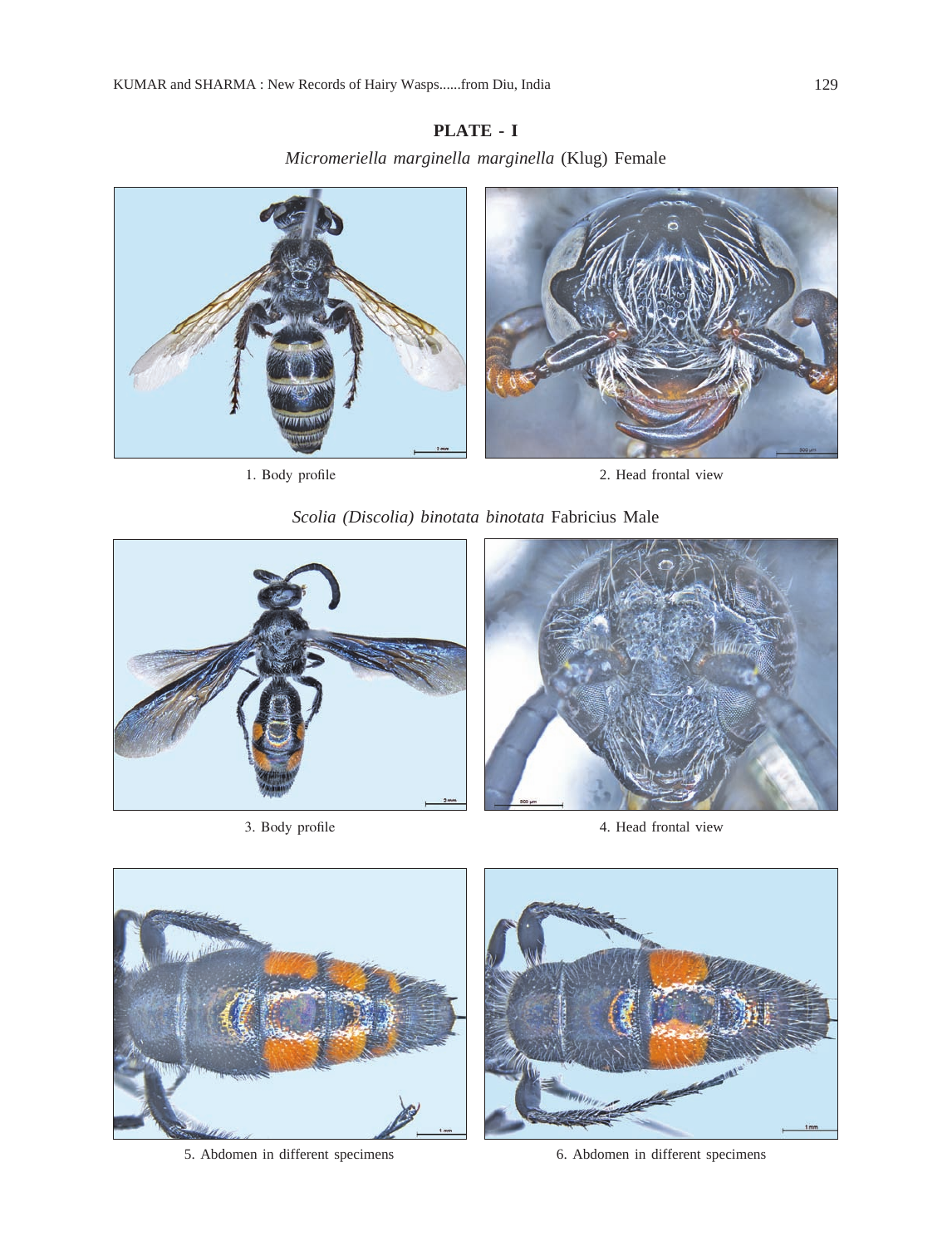## PLATE - I

*Micromeriella marginella marginella* (Klug) Female

1. Body profile

2. Head frontal view

*Scolia (Discolia) binotata binotata* Fabricius Male

3. Body profile

4. Head frontal view

5. Abdomen in different specimens

6. Abdomen in different specimens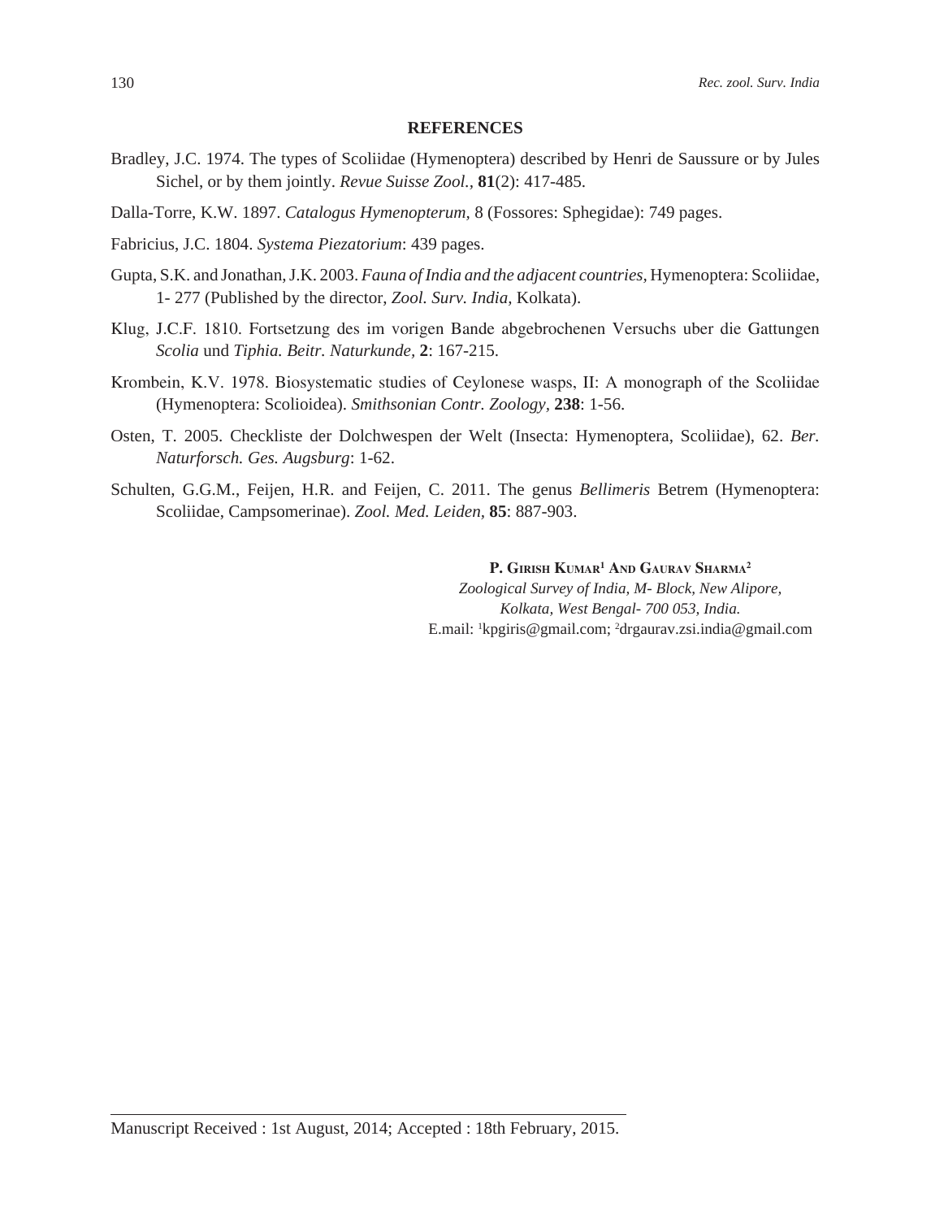## REFERENCES

Bradley, J.C. 1974. The types of Scoliidae (Hymenoptera) described by Henri de Saussure or by Jules Sichel, or by them jointly. *Revue Suisse Zool.,* **81**(2): 417-485.

Dalla-Torre, K.W. 1897. *Catalogus Hymenopterum*, 8 (Fossores: Sphegidae): 749 pages.

Fabricius, J.C. 1804. *Systema Piezatorium*: 439 pages.

Gupta, S.K. and Jonathan, J.K. 2003. *Fauna of India and the adjacent countries*, Hymenoptera: Scoliidae, 1- 277 (Published by the director, *Zool. Surv. India,* Kolkata).

Klug, J.C.F. 1810. Fortsetzung des im vorigen Bande abgebrochenen Versuchs uber die Gattungen *Scolia* und *Tiphia. Beitr. Naturkunde,* **2**: 167-215.

Krombein, K.V. 1978. Biosystematic studies of Ceylonese wasps, II: A monograph of the Scoliidae (Hymenoptera: Scolioidea). *Smithsonian Contr. Zoology,* **238**: 1-56.

Osten, T. 2005. Checkliste der Dolchwespen der Welt (Insecta: Hymenoptera, Scoliidae), 62. *Ber. Naturforsch. Ges. Augsburg*: 1-62.

Schulten, G.G.M., Feijen, H.R. and Feijen, C. 2011. The genus *Bellimeris* Betrem (Hymenoptera: Scoliidae, Campsomerinae). *Zool. Med. Leiden,* **85**: 887-903.

**P. Girish Kumar[1] And Gaurav Sharma[2]**
*Zoological Survey of India, M- Block, New Alipore,*
*Kolkata, West Bengal- 700 053, India.*
E.mail: [1]kpgiris@gmail.com; [2]drgaurav.zsi.india@gmail.com

---

Manuscript Received : 1st August, 2014; Accepted : 18th February, 2015.